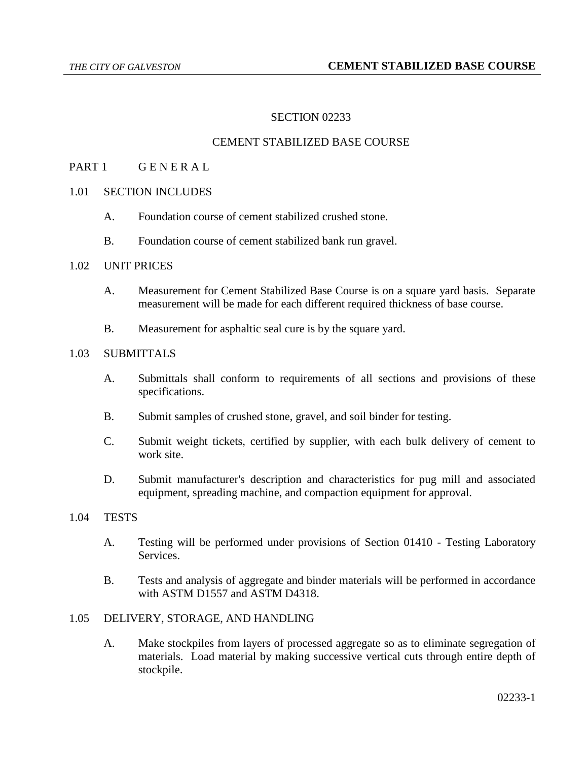# SECTION 02233

# CEMENT STABILIZED BASE COURSE

## PART 1 G E N E R A L

### 1.01 SECTION INCLUDES

A. Foundation course of cement stabilized crushed stone.

B. Foundation course of cement stabilized bank run gravel.

### 1.02 UNIT PRICES

A. Measurement for Cement Stabilized Base Course is on a square yard basis. Separate measurement will be made for each different required thickness of base course.

B. Measurement for asphaltic seal cure is by the square yard.

### 1.03 SUBMITTALS

A. Submittals shall conform to requirements of all sections and provisions of these specifications.

B. Submit samples of crushed stone, gravel, and soil binder for testing.

C. Submit weight tickets, certified by supplier, with each bulk delivery of cement to work site.

D. Submit manufacturer's description and characteristics for pug mill and associated equipment, spreading machine, and compaction equipment for approval.

### 1.04 TESTS

A. Testing will be performed under provisions of Section 01410 - Testing Laboratory Services.

B. Tests and analysis of aggregate and binder materials will be performed in accordance with ASTM D1557 and ASTM D4318.

### 1.05 DELIVERY, STORAGE, AND HANDLING

A. Make stockpiles from layers of processed aggregate so as to eliminate segregation of materials. Load material by making successive vertical cuts through entire depth of stockpile.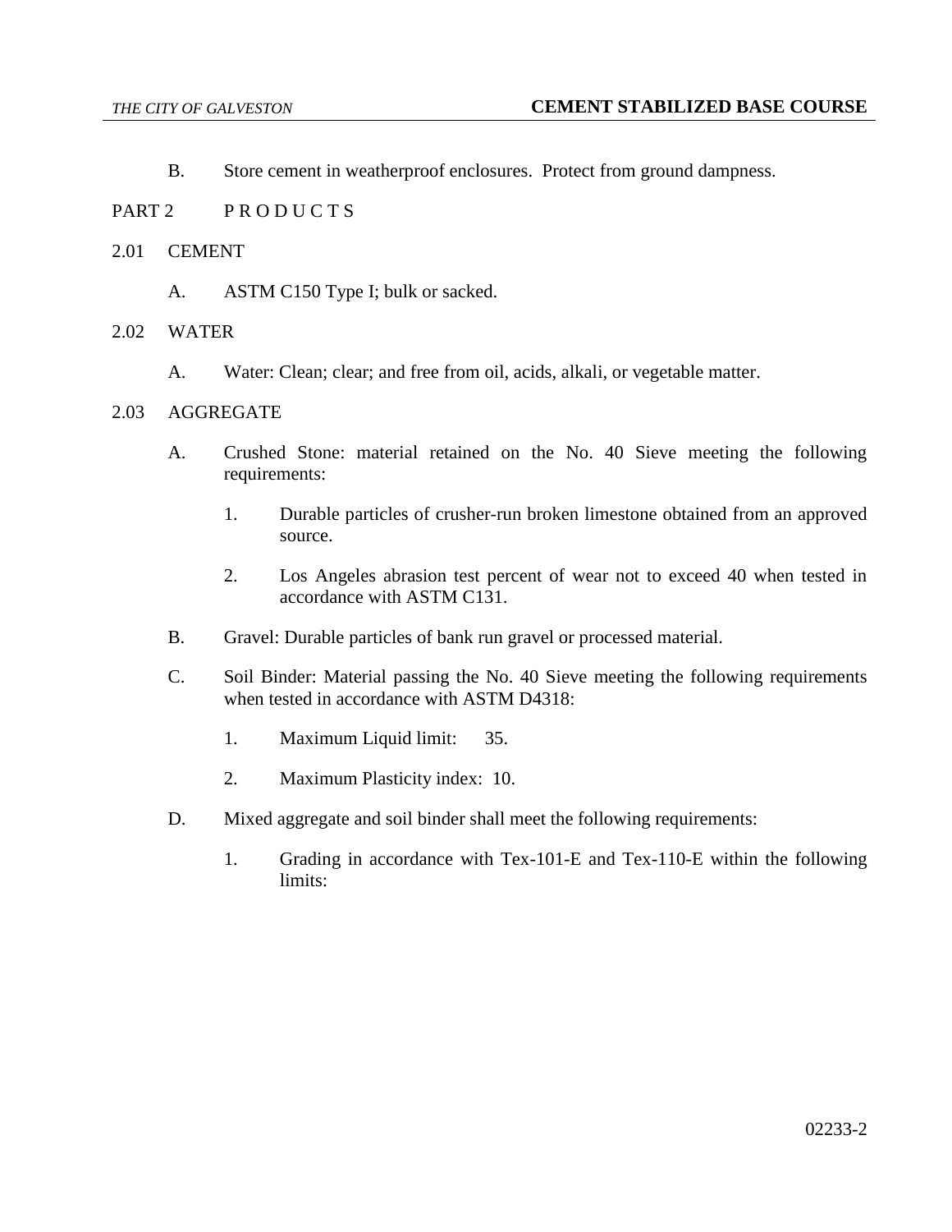B. Store cement in weatherproof enclosures. Protect from ground dampness.

## PART 2 P R O D U C T S

### 2.01 CEMENT

A. ASTM C150 Type I; bulk or sacked.

### 2.02 WATER

A. Water: Clean; clear; and free from oil, acids, alkali, or vegetable matter.

### 2.03 AGGREGATE

A. Crushed Stone: material retained on the No. 40 Sieve meeting the following requirements:

1. Durable particles of crusher-run broken limestone obtained from an approved source.

2. Los Angeles abrasion test percent of wear not to exceed 40 when tested in accordance with ASTM C131.

B. Gravel: Durable particles of bank run gravel or processed material.

C. Soil Binder: Material passing the No. 40 Sieve meeting the following requirements when tested in accordance with ASTM D4318:

1. Maximum Liquid limit: 35.

2. Maximum Plasticity index: 10.

D. Mixed aggregate and soil binder shall meet the following requirements:

1. Grading in accordance with Tex-101-E and Tex-110-E within the following limits: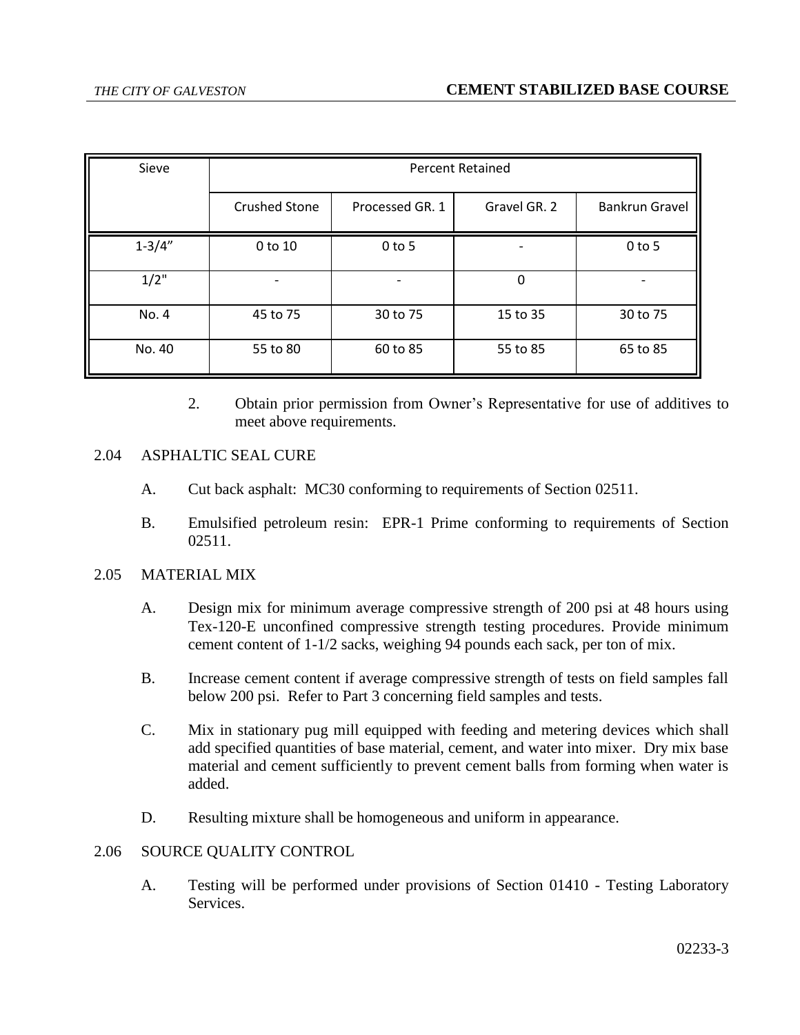| Sieve | Percent Retained | | | |
|---|---|---|---|---|
| | Crushed Stone | Processed GR. 1 | Gravel GR. 2 | Bankrun Gravel |
| 1-3/4" | 0 to 10 | 0 to 5 | - | 0 to 5 |
| 1/2" | - | - | 0 | - |
| No. 4 | 45 to 75 | 30 to 75 | 15 to 35 | 30 to 75 |
| No. 40 | 55 to 80 | 60 to 85 | 55 to 85 | 65 to 85 |

2. Obtain prior permission from Owner's Representative for use of additives to meet above requirements.

## 2.04 ASPHALTIC SEAL CURE

A. Cut back asphalt: MC30 conforming to requirements of Section 02511.

B. Emulsified petroleum resin: EPR-1 Prime conforming to requirements of Section 02511.

## 2.05 MATERIAL MIX

A. Design mix for minimum average compressive strength of 200 psi at 48 hours using Tex-120-E unconfined compressive strength testing procedures. Provide minimum cement content of 1-1/2 sacks, weighing 94 pounds each sack, per ton of mix.

B. Increase cement content if average compressive strength of tests on field samples fall below 200 psi. Refer to Part 3 concerning field samples and tests.

C. Mix in stationary pug mill equipped with feeding and metering devices which shall add specified quantities of base material, cement, and water into mixer. Dry mix base material and cement sufficiently to prevent cement balls from forming when water is added.

D. Resulting mixture shall be homogeneous and uniform in appearance.

## 2.06 SOURCE QUALITY CONTROL

A. Testing will be performed under provisions of Section 01410 - Testing Laboratory Services.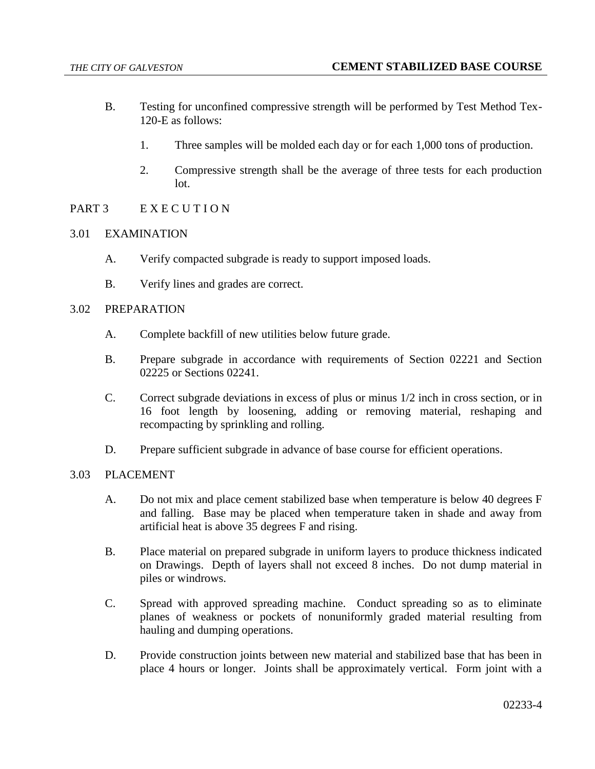B. Testing for unconfined compressive strength will be performed by Test Method Tex-120-E as follows:

   1. Three samples will be molded each day or for each 1,000 tons of production.

   2. Compressive strength shall be the average of three tests for each production lot.

## PART 3 E X E C U T I O N

### 3.01 EXAMINATION

A. Verify compacted subgrade is ready to support imposed loads.

B. Verify lines and grades are correct.

### 3.02 PREPARATION

A. Complete backfill of new utilities below future grade.

B. Prepare subgrade in accordance with requirements of Section 02221 and Section 02225 or Sections 02241.

C. Correct subgrade deviations in excess of plus or minus 1/2 inch in cross section, or in 16 foot length by loosening, adding or removing material, reshaping and recompacting by sprinkling and rolling.

D. Prepare sufficient subgrade in advance of base course for efficient operations.

### 3.03 PLACEMENT

A. Do not mix and place cement stabilized base when temperature is below 40 degrees F and falling. Base may be placed when temperature taken in shade and away from artificial heat is above 35 degrees F and rising.

B. Place material on prepared subgrade in uniform layers to produce thickness indicated on Drawings. Depth of layers shall not exceed 8 inches. Do not dump material in piles or windrows.

C. Spread with approved spreading machine. Conduct spreading so as to eliminate planes of weakness or pockets of nonuniformly graded material resulting from hauling and dumping operations.

D. Provide construction joints between new material and stabilized base that has been in place 4 hours or longer. Joints shall be approximately vertical. Form joint with a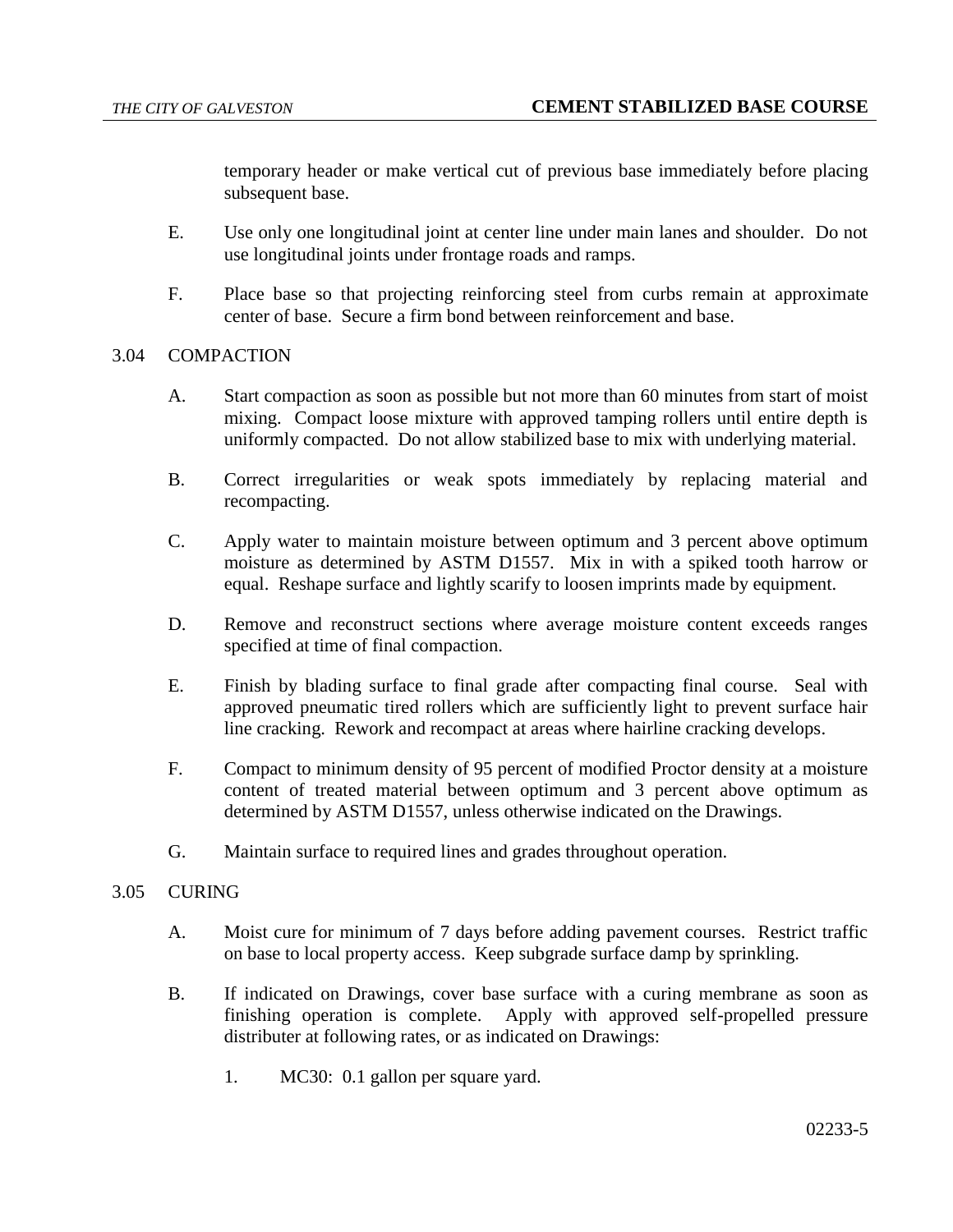temporary header or make vertical cut of previous base immediately before placing subsequent base.

E. Use only one longitudinal joint at center line under main lanes and shoulder. Do not use longitudinal joints under frontage roads and ramps.

F. Place base so that projecting reinforcing steel from curbs remain at approximate center of base. Secure a firm bond between reinforcement and base.

## 3.04 COMPACTION

A. Start compaction as soon as possible but not more than 60 minutes from start of moist mixing. Compact loose mixture with approved tamping rollers until entire depth is uniformly compacted. Do not allow stabilized base to mix with underlying material.

B. Correct irregularities or weak spots immediately by replacing material and recompacting.

C. Apply water to maintain moisture between optimum and 3 percent above optimum moisture as determined by ASTM D1557. Mix in with a spiked tooth harrow or equal. Reshape surface and lightly scarify to loosen imprints made by equipment.

D. Remove and reconstruct sections where average moisture content exceeds ranges specified at time of final compaction.

E. Finish by blading surface to final grade after compacting final course. Seal with approved pneumatic tired rollers which are sufficiently light to prevent surface hair line cracking. Rework and recompact at areas where hairline cracking develops.

F. Compact to minimum density of 95 percent of modified Proctor density at a moisture content of treated material between optimum and 3 percent above optimum as determined by ASTM D1557, unless otherwise indicated on the Drawings.

G. Maintain surface to required lines and grades throughout operation.

## 3.05 CURING

A. Moist cure for minimum of 7 days before adding pavement courses. Restrict traffic on base to local property access. Keep subgrade surface damp by sprinkling.

B. If indicated on Drawings, cover base surface with a curing membrane as soon as finishing operation is complete. Apply with approved self-propelled pressure distributer at following rates, or as indicated on Drawings:

1. MC30: 0.1 gallon per square yard.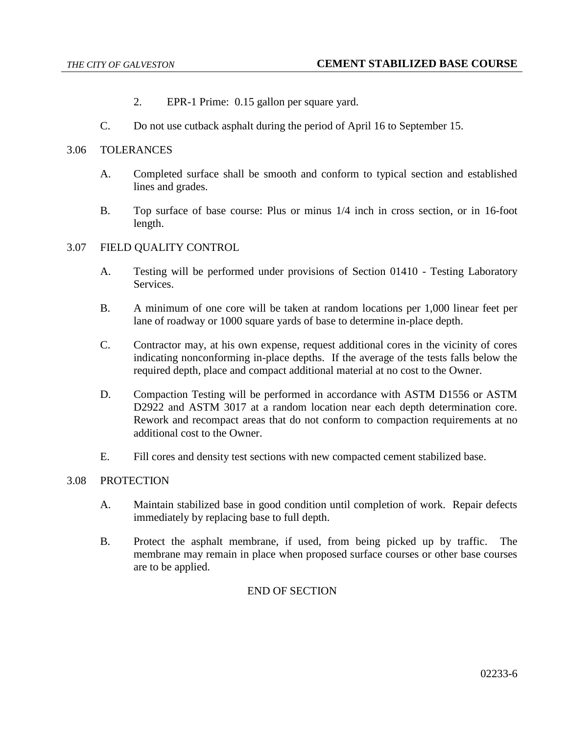2. EPR-1 Prime: 0.15 gallon per square yard.

C. Do not use cutback asphalt during the period of April 16 to September 15.

## 3.06 TOLERANCES

A. Completed surface shall be smooth and conform to typical section and established lines and grades.

B. Top surface of base course: Plus or minus 1/4 inch in cross section, or in 16-foot length.

## 3.07 FIELD QUALITY CONTROL

A. Testing will be performed under provisions of Section 01410 - Testing Laboratory Services.

B. A minimum of one core will be taken at random locations per 1,000 linear feet per lane of roadway or 1000 square yards of base to determine in-place depth.

C. Contractor may, at his own expense, request additional cores in the vicinity of cores indicating nonconforming in-place depths. If the average of the tests falls below the required depth, place and compact additional material at no cost to the Owner.

D. Compaction Testing will be performed in accordance with ASTM D1556 or ASTM D2922 and ASTM 3017 at a random location near each depth determination core. Rework and recompact areas that do not conform to compaction requirements at no additional cost to the Owner.

E. Fill cores and density test sections with new compacted cement stabilized base.

## 3.08 PROTECTION

A. Maintain stabilized base in good condition until completion of work. Repair defects immediately by replacing base to full depth.

B. Protect the asphalt membrane, if used, from being picked up by traffic. The membrane may remain in place when proposed surface courses or other base courses are to be applied.

END OF SECTION